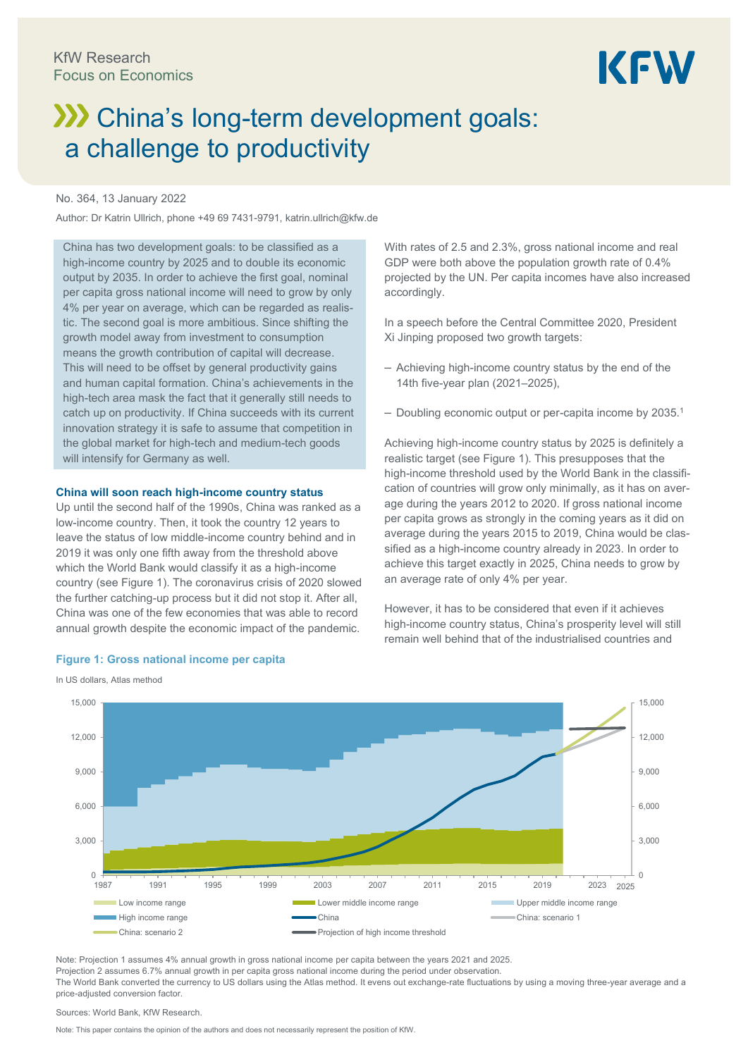KfW Research
Focus on Economics

# China's long-term development goals: a challenge to productivity

No. 364, 13 January 2022

Author: Dr Katrin Ullrich, phone +49 69 7431-9791, katrin.ullrich@kfw.de

China has two development goals: to be classified as a high-income country by 2025 and to double its economic output by 2035. In order to achieve the first goal, nominal per capita gross national income will need to grow by only 4% per year on average, which can be regarded as realistic. The second goal is more ambitious. Since shifting the growth model away from investment to consumption means the growth contribution of capital will decrease. This will need to be offset by general productivity gains and human capital formation. China's achievements in the high-tech area mask the fact that it generally still needs to catch up on productivity. If China succeeds with its current innovation strategy it is safe to assume that competition in the global market for high-tech and medium-tech goods will intensify for Germany as well.

### China will soon reach high-income country status

Up until the second half of the 1990s, China was ranked as a low-income country. Then, it took the country 12 years to leave the status of low middle-income country behind and in 2019 it was only one fifth away from the threshold above which the World Bank would classify it as a high-income country (see Figure 1). The coronavirus crisis of 2020 slowed the further catching-up process but it did not stop it. After all, China was one of the few economies that was able to record annual growth despite the economic impact of the pandemic. With rates of 2.5 and 2.3%, gross national income and real GDP were both above the population growth rate of 0.4% projected by the UN. Per capita incomes have also increased accordingly.

In a speech before the Central Committee 2020, President Xi Jinping proposed two growth targets:

- Achieving high-income country status by the end of the 14th five-year plan (2021–2025),
- Doubling economic output or per-capita income by 2035.[1]

Achieving high-income country status by 2025 is definitely a realistic target (see Figure 1). This presupposes that the high-income threshold used by the World Bank in the classification of countries will grow only minimally, as it has on average during the years 2012 to 2020. If gross national income per capita grows as strongly in the coming years as it did on average during the years 2015 to 2019, China would be classified as a high-income country already in 2023. In order to achieve this target exactly in 2025, China needs to grow by an average rate of only 4% per year.

However, it has to be considered that even if it achieves high-income country status, China's prosperity level will still remain well behind that of the industrialised countries and

**Figure 1: Gross national income per capita**

In US dollars, Atlas method

Note: Projection 1 assumes 4% annual growth in gross national income per capita between the years 2021 and 2025.
Projection 2 assumes 6.7% annual growth in per capita gross national income during the period under observation.
The World Bank converted the currency to US dollars using the Atlas method. It evens out exchange-rate fluctuations by using a moving three-year average and a price-adjusted conversion factor.

Sources: World Bank, KfW Research.

Note: This paper contains the opinion of the authors and does not necessarily represent the position of KfW.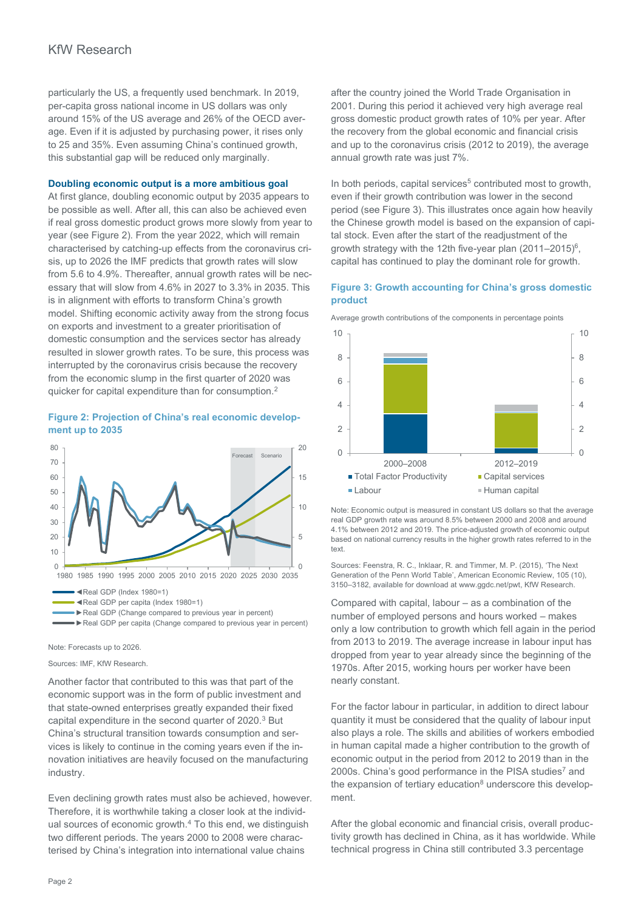particularly the US, a frequently used benchmark. In 2019, per-capita gross national income in US dollars was only around 15% of the US average and 26% of the OECD average. Even if it is adjusted by purchasing power, it rises only to 25 and 35%. Even assuming China's continued growth, this substantial gap will be reduced only marginally.

## Doubling economic output is a more ambitious goal

At first glance, doubling economic output by 2035 appears to be possible as well. After all, this can also be achieved even if real gross domestic product grows more slowly from year to year (see Figure 2). From the year 2022, which will remain characterised by catching-up effects from the coronavirus crisis, up to 2026 the IMF predicts that growth rates will slow from 5.6 to 4.9%. Thereafter, annual growth rates will be necessary that will slow from 4.6% in 2027 to 3.3% in 2035. This is in alignment with efforts to transform China's growth model. Shifting economic activity away from the strong focus on exports and investment to a greater prioritisation of domestic consumption and the services sector has already resulted in slower growth rates. To be sure, this process was interrupted by the coronavirus crisis because the recovery from the economic slump in the first quarter of 2020 was quicker for capital expenditure than for consumption.[2]

**Figure 2: Projection of China's real economic development up to 2035**

◄Real GDP (Index 1980=1)
◄Real GDP per capita (Index 1980=1)
►Real GDP (Change compared to previous year in percent)
►Real GDP per capita (Change compared to previous year in percent)

Note: Forecasts up to 2026.

Sources: IMF, KfW Research.

Another factor that contributed to this was that part of the economic support was in the form of public investment and that state-owned enterprises greatly expanded their fixed capital expenditure in the second quarter of 2020.[3] But China's structural transition towards consumption and services is likely to continue in the coming years even if the innovation initiatives are heavily focused on the manufacturing industry.

Even declining growth rates must also be achieved, however. Therefore, it is worthwhile taking a closer look at the individual sources of economic growth.[4] To this end, we distinguish two different periods. The years 2000 to 2008 were characterised by China's integration into international value chains after the country joined the World Trade Organisation in 2001. During this period it achieved very high average real gross domestic product growth rates of 10% per year. After the recovery from the global economic and financial crisis and up to the coronavirus crisis (2012 to 2019), the average annual growth rate was just 7%.

In both periods, capital services[5] contributed most to growth, even if their growth contribution was lower in the second period (see Figure 3). This illustrates once again how heavily the Chinese growth model is based on the expansion of capital stock. Even after the start of the readjustment of the growth strategy with the 12th five-year plan (2011–2015)[6], capital has continued to play the dominant role for growth.

**Figure 3: Growth accounting for China's gross domestic product**

Average growth contributions of the components in percentage points

■ Total Factor Productivity ■ Capital services ■ Labour ■ Human capital

Note: Economic output is measured in constant US dollars so that the average real GDP growth rate was around 8.5% between 2000 and 2008 and around 4.1% between 2012 and 2019. The price-adjusted growth of economic output based on national currency results in the higher growth rates referred to in the text.

Sources: Feenstra, R. C., Inklaar, R. and Timmer, M. P. (2015), 'The Next Generation of the Penn World Table', American Economic Review, 105 (10), 3150–3182, available for download at www.ggdc.net/pwt, KfW Research.

Compared with capital, labour – as a combination of the number of employed persons and hours worked – makes only a low contribution to growth which fell again in the period from 2013 to 2019. The average increase in labour input has dropped from year to year already since the beginning of the 1970s. After 2015, working hours per worker have been nearly constant.

For the factor labour in particular, in addition to direct labour quantity it must be considered that the quality of labour input also plays a role. The skills and abilities of workers embodied in human capital made a higher contribution to the growth of economic output in the period from 2012 to 2019 than in the 2000s. China's good performance in the PISA studies[7] and the expansion of tertiary education[8] underscore this development.

After the global economic and financial crisis, overall productivity growth has declined in China, as it has worldwide. While technical progress in China still contributed 3.3 percentage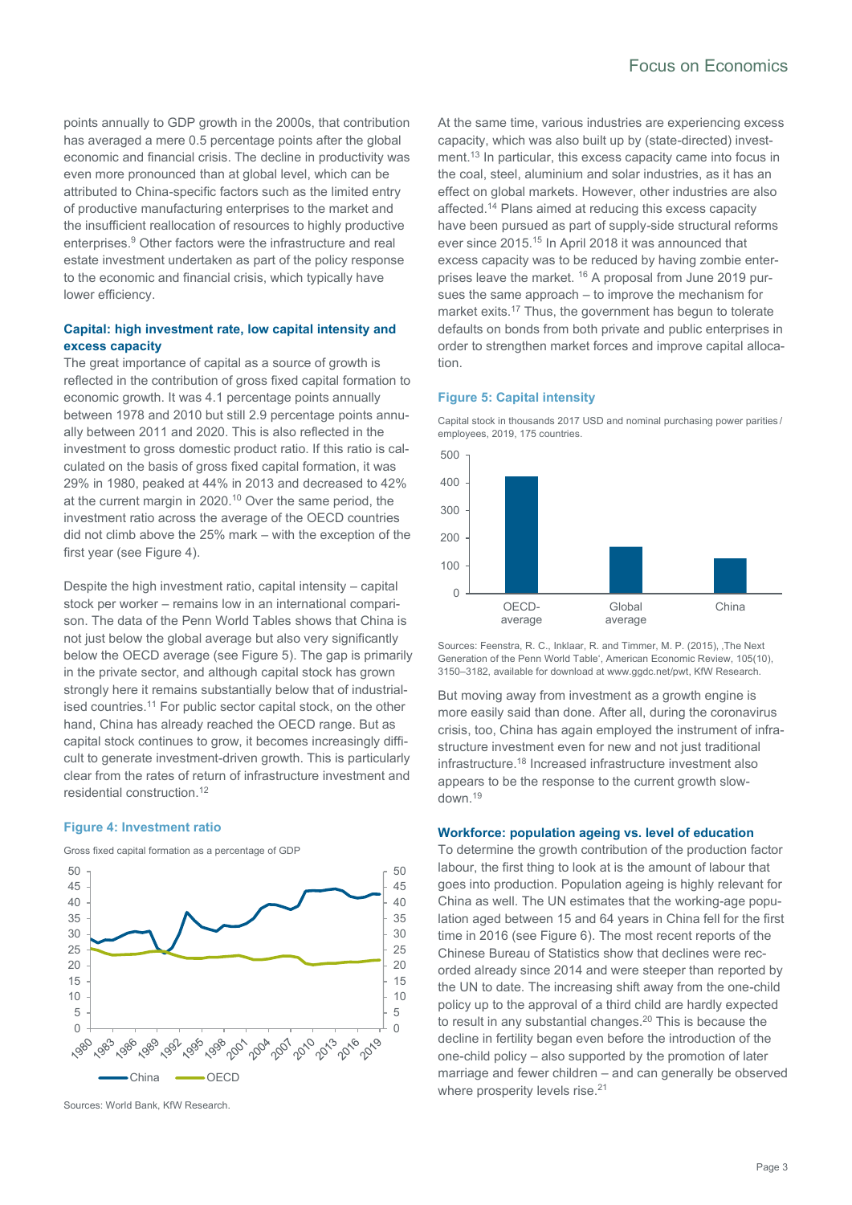points annually to GDP growth in the 2000s, that contribution has averaged a mere 0.5 percentage points after the global economic and financial crisis. The decline in productivity was even more pronounced than at global level, which can be attributed to China-specific factors such as the limited entry of productive manufacturing enterprises to the market and the insufficient reallocation of resources to highly productive enterprises.[9] Other factors were the infrastructure and real estate investment undertaken as part of the policy response to the economic and financial crisis, which typically have lower efficiency.

### Capital: high investment rate, low capital intensity and excess capacity

The great importance of capital as a source of growth is reflected in the contribution of gross fixed capital formation to economic growth. It was 4.1 percentage points annually between 1978 and 2010 but still 2.9 percentage points annually between 2011 and 2020. This is also reflected in the investment to gross domestic product ratio. If this ratio is calculated on the basis of gross fixed capital formation, it was 29% in 1980, peaked at 44% in 2013 and decreased to 42% at the current margin in 2020.[10] Over the same period, the investment ratio across the average of the OECD countries did not climb above the 25% mark – with the exception of the first year (see Figure 4).

Despite the high investment ratio, capital intensity – capital stock per worker – remains low in an international comparison. The data of the Penn World Tables shows that China is not just below the global average but also very significantly below the OECD average (see Figure 5). The gap is primarily in the private sector, and although capital stock has grown strongly here it remains substantially below that of industrialised countries.[11] For public sector capital stock, on the other hand, China has already reached the OECD range. But as capital stock continues to grow, it becomes increasingly difficult to generate investment-driven growth. This is particularly clear from the rates of return of infrastructure investment and residential construction.[12]

**Figure 4: Investment ratio**

Gross fixed capital formation as a percentage of GDP

Sources: World Bank, KfW Research.

At the same time, various industries are experiencing excess capacity, which was also built up by (state-directed) investment.[13] In particular, this excess capacity came into focus in the coal, steel, aluminium and solar industries, as it has an effect on global markets. However, other industries are also affected.[14] Plans aimed at reducing this excess capacity have been pursued as part of supply-side structural reforms ever since 2015.[15] In April 2018 it was announced that excess capacity was to be reduced by having zombie enterprises leave the market. [16] A proposal from June 2019 pursues the same approach – to improve the mechanism for market exits.[17] Thus, the government has begun to tolerate defaults on bonds from both private and public enterprises in order to strengthen market forces and improve capital allocation.

**Figure 5: Capital intensity**

Capital stock in thousands 2017 USD and nominal purchasing power parities / employees, 2019, 175 countries.

Sources: Feenstra, R. C., Inklaar, R. and Timmer, M. P. (2015), ‚The Next Generation of the Penn World Table', American Economic Review, 105(10), 3150–3182, available for download at www.ggdc.net/pwt, KfW Research.

But moving away from investment as a growth engine is more easily said than done. After all, during the coronavirus crisis, too, China has again employed the instrument of infrastructure investment even for new and not just traditional infrastructure.[18] Increased infrastructure investment also appears to be the response to the current growth slowdown.[19]

### Workforce: population ageing vs. level of education

To determine the growth contribution of the production factor labour, the first thing to look at is the amount of labour that goes into production. Population ageing is highly relevant for China as well. The UN estimates that the working-age population aged between 15 and 64 years in China fell for the first time in 2016 (see Figure 6). The most recent reports of the Chinese Bureau of Statistics show that declines were recorded already since 2014 and were steeper than reported by the UN to date. The increasing shift away from the one-child policy up to the approval of a third child are hardly expected to result in any substantial changes.[20] This is because the decline in fertility began even before the introduction of the one-child policy – also supported by the promotion of later marriage and fewer children – and can generally be observed where prosperity levels rise.[21]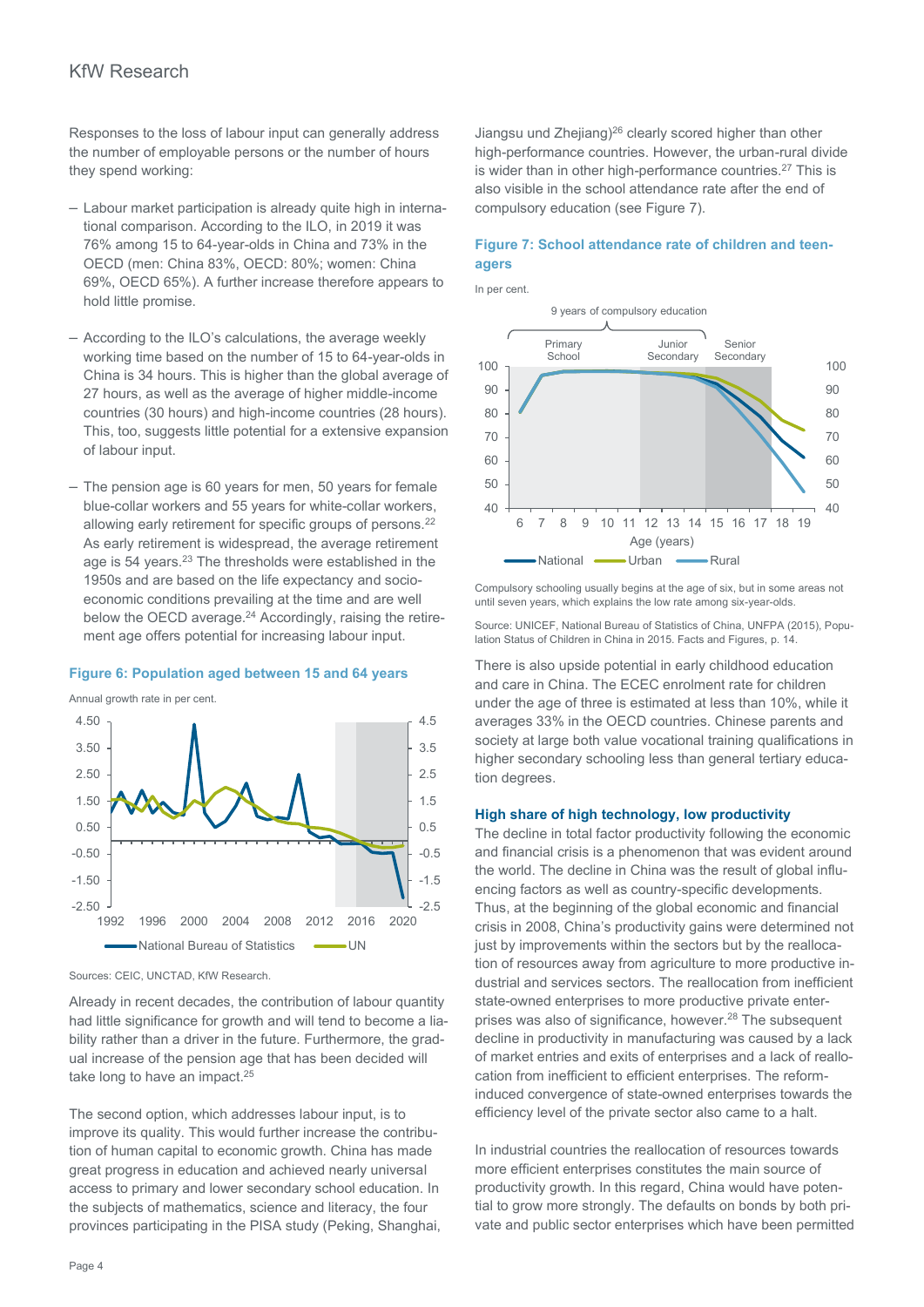Responses to the loss of labour input can generally address the number of employable persons or the number of hours they spend working:

– Labour market participation is already quite high in international comparison. According to the ILO, in 2019 it was 76% among 15 to 64-year-olds in China and 73% in the OECD (men: China 83%, OECD: 80%; women: China 69%, OECD 65%). A further increase therefore appears to hold little promise.

– According to the ILO's calculations, the average weekly working time based on the number of 15 to 64-year-olds in China is 34 hours. This is higher than the global average of 27 hours, as well as the average of higher middle-income countries (30 hours) and high-income countries (28 hours). This, too, suggests little potential for a extensive expansion of labour input.

– The pension age is 60 years for men, 50 years for female blue-collar workers and 55 years for white-collar workers, allowing early retirement for specific groups of persons.[22] As early retirement is widespread, the average retirement age is 54 years.[23] The thresholds were established in the 1950s and are based on the life expectancy and socio-economic conditions prevailing at the time and are well below the OECD average.[24] Accordingly, raising the retirement age offers potential for increasing labour input.

**Figure 6: Population aged between 15 and 64 years**

Annual growth rate in per cent.

Sources: CEIC, UNCTAD, KfW Research.

Already in recent decades, the contribution of labour quantity had little significance for growth and will tend to become a liability rather than a driver in the future. Furthermore, the gradual increase of the pension age that has been decided will take long to have an impact.[25]

The second option, which addresses labour input, is to improve its quality. This would further increase the contribution of human capital to economic growth. China has made great progress in education and achieved nearly universal access to primary and lower secondary school education. In the subjects of mathematics, science and literacy, the four provinces participating in the PISA study (Peking, Shanghai, Jiangsu und Zhejiang)[26] clearly scored higher than other high-performance countries. However, the urban-rural divide is wider than in other high-performance countries.[27] This is also visible in the school attendance rate after the end of compulsory education (see Figure 7).

**Figure 7: School attendance rate of children and teenagers**

In per cent.

Compulsory schooling usually begins at the age of six, but in some areas not until seven years, which explains the low rate among six-year-olds.

Source: UNICEF, National Bureau of Statistics of China, UNFPA (2015), Population Status of Children in China in 2015. Facts and Figures, p. 14.

There is also upside potential in early childhood education and care in China. The ECEC enrolment rate for children under the age of three is estimated at less than 10%, while it averages 33% in the OECD countries. Chinese parents and society at large both value vocational training qualifications in higher secondary schooling less than general tertiary education degrees.

### High share of high technology, low productivity

The decline in total factor productivity following the economic and financial crisis is a phenomenon that was evident around the world. The decline in China was the result of global influencing factors as well as country-specific developments. Thus, at the beginning of the global economic and financial crisis in 2008, China's productivity gains were determined not just by improvements within the sectors but by the reallocation of resources away from agriculture to more productive industrial and services sectors. The reallocation from inefficient state-owned enterprises to more productive private enterprises was also of significance, however.[28] The subsequent decline in productivity in manufacturing was caused by a lack of market entries and exits of enterprises and a lack of reallocation from inefficient to efficient enterprises. The reform-induced convergence of state-owned enterprises towards the efficiency level of the private sector also came to a halt.

In industrial countries the reallocation of resources towards more efficient enterprises constitutes the main source of productivity growth. In this regard, China would have potential to grow more strongly. The defaults on bonds by both private and public sector enterprises which have been permitted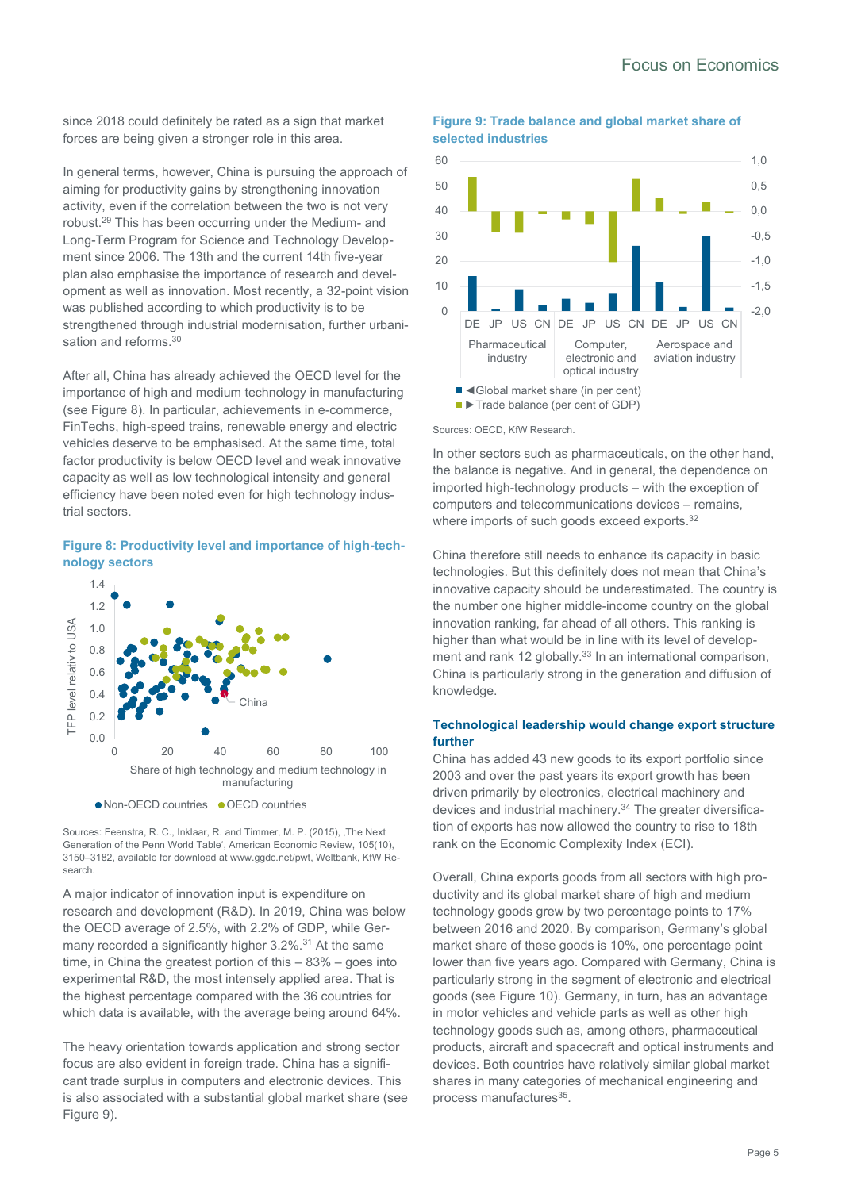since 2018 could definitely be rated as a sign that market forces are being given a stronger role in this area.

In general terms, however, China is pursuing the approach of aiming for productivity gains by strengthening innovation activity, even if the correlation between the two is not very robust.[29] This has been occurring under the Medium- and Long-Term Program for Science and Technology Development since 2006. The 13th and the current 14th five-year plan also emphasise the importance of research and development as well as innovation. Most recently, a 32-point vision was published according to which productivity is to be strengthened through industrial modernisation, further urbanisation and reforms.[30]

After all, China has already achieved the OECD level for the importance of high and medium technology in manufacturing (see Figure 8). In particular, achievements in e-commerce, FinTechs, high-speed trains, renewable energy and electric vehicles deserve to be emphasised. At the same time, total factor productivity is below OECD level and weak innovative capacity as well as low technological intensity and general efficiency have been noted even for high technology industrial sectors.

**Figure 8: Productivity level and importance of high-technology sectors**

Sources: Feenstra, R. C., Inklaar, R. and Timmer, M. P. (2015), ‚The Next Generation of the Penn World Table', American Economic Review, 105(10), 3150–3182, available for download at www.ggdc.net/pwt, Weltbank, KfW Research.

A major indicator of innovation input is expenditure on research and development (R&D). In 2019, China was below the OECD average of 2.5%, with 2.2% of GDP, while Germany recorded a significantly higher 3.2%.[31] At the same time, in China the greatest portion of this – 83% – goes into experimental R&D, the most intensely applied area. That is the highest percentage compared with the 36 countries for which data is available, with the average being around 64%.

The heavy orientation towards application and strong sector focus are also evident in foreign trade. China has a significant trade surplus in computers and electronic devices. This is also associated with a substantial global market share (see Figure 9).

**Figure 9: Trade balance and global market share of selected industries**

Sources: OECD, KfW Research.

In other sectors such as pharmaceuticals, on the other hand, the balance is negative. And in general, the dependence on imported high-technology products – with the exception of computers and telecommunications devices – remains, where imports of such goods exceed exports.[32]

China therefore still needs to enhance its capacity in basic technologies. But this definitely does not mean that China's innovative capacity should be underestimated. The country is the number one higher middle-income country on the global innovation ranking, far ahead of all others. This ranking is higher than what would be in line with its level of development and rank 12 globally.[33] In an international comparison, China is particularly strong in the generation and diffusion of knowledge.

### Technological leadership would change export structure further

China has added 43 new goods to its export portfolio since 2003 and over the past years its export growth has been driven primarily by electronics, electrical machinery and devices and industrial machinery.[34] The greater diversification of exports has now allowed the country to rise to 18th rank on the Economic Complexity Index (ECI).

Overall, China exports goods from all sectors with high productivity and its global market share of high and medium technology goods grew by two percentage points to 17% between 2016 and 2020. By comparison, Germany's global market share of these goods is 10%, one percentage point lower than five years ago. Compared with Germany, China is particularly strong in the segment of electronic and electrical goods (see Figure 10). Germany, in turn, has an advantage in motor vehicles and vehicle parts as well as other high technology goods such as, among others, pharmaceutical products, aircraft and spacecraft and optical instruments and devices. Both countries have relatively similar global market shares in many categories of mechanical engineering and process manufactures[35].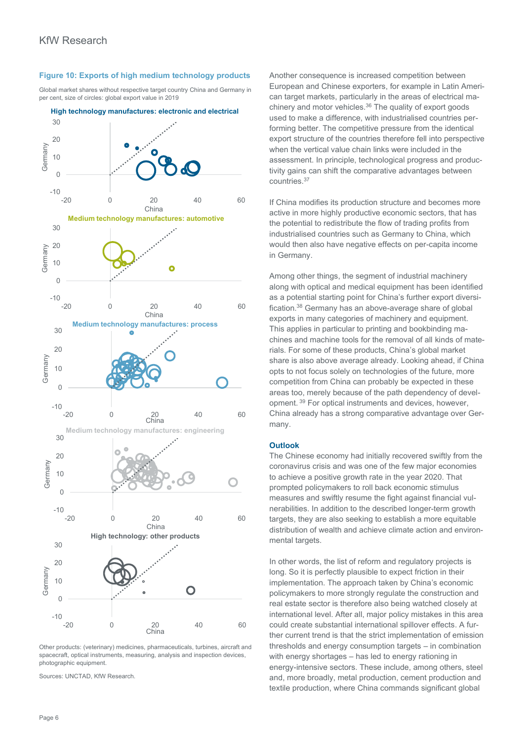**Figure 10: Exports of high medium technology products**

Global market shares without respective target country China and Germany in per cent, size of circles: global export value in 2019

High technology manufactures: electronic and electrical

Medium technology manufactures: automotive

Medium technology manufactures: process

Medium technology manufactures: engineering

High technology: other products

Other products: (veterinary) medicines, pharmaceuticals, turbines, aircraft and spacecraft, optical instruments, measuring, analysis and inspection devices, photographic equipment.

Sources: UNCTAD, KfW Research.

Another consequence is increased competition between European and Chinese exporters, for example in Latin American target markets, particularly in the areas of electrical machinery and motor vehicles.[36] The quality of export goods used to make a difference, with industrialised countries performing better. The competitive pressure from the identical export structure of the countries therefore fell into perspective when the vertical value chain links were included in the assessment. In principle, technological progress and productivity gains can shift the comparative advantages between countries.[37]

If China modifies its production structure and becomes more active in more highly productive economic sectors, that has the potential to redistribute the flow of trading profits from industrialised countries such as Germany to China, which would then also have negative effects on per-capita income in Germany.

Among other things, the segment of industrial machinery along with optical and medical equipment has been identified as a potential starting point for China's further export diversification.[38] Germany has an above-average share of global exports in many categories of machinery and equipment. This applies in particular to printing and bookbinding machines and machine tools for the removal of all kinds of materials. For some of these products, China's global market share is also above average already. Looking ahead, if China opts to not focus solely on technologies of the future, more competition from China can probably be expected in these areas too, merely because of the path dependency of development.[39] For optical instruments and devices, however, China already has a strong comparative advantage over Germany.

## Outlook

The Chinese economy had initially recovered swiftly from the coronavirus crisis and was one of the few major economies to achieve a positive growth rate in the year 2020. That prompted policymakers to roll back economic stimulus measures and swiftly resume the fight against financial vulnerabilities. In addition to the described longer-term growth targets, they are also seeking to establish a more equitable distribution of wealth and achieve climate action and environmental targets.

In other words, the list of reform and regulatory projects is long. So it is perfectly plausible to expect friction in their implementation. The approach taken by China's economic policymakers to more strongly regulate the construction and real estate sector is therefore also being watched closely at international level. After all, major policy mistakes in this area could create substantial international spillover effects. A further current trend is that the strict implementation of emission thresholds and energy consumption targets – in combination with energy shortages – has led to energy rationing in energy-intensive sectors. These include, among others, steel and, more broadly, metal production, cement production and textile production, where China commands significant global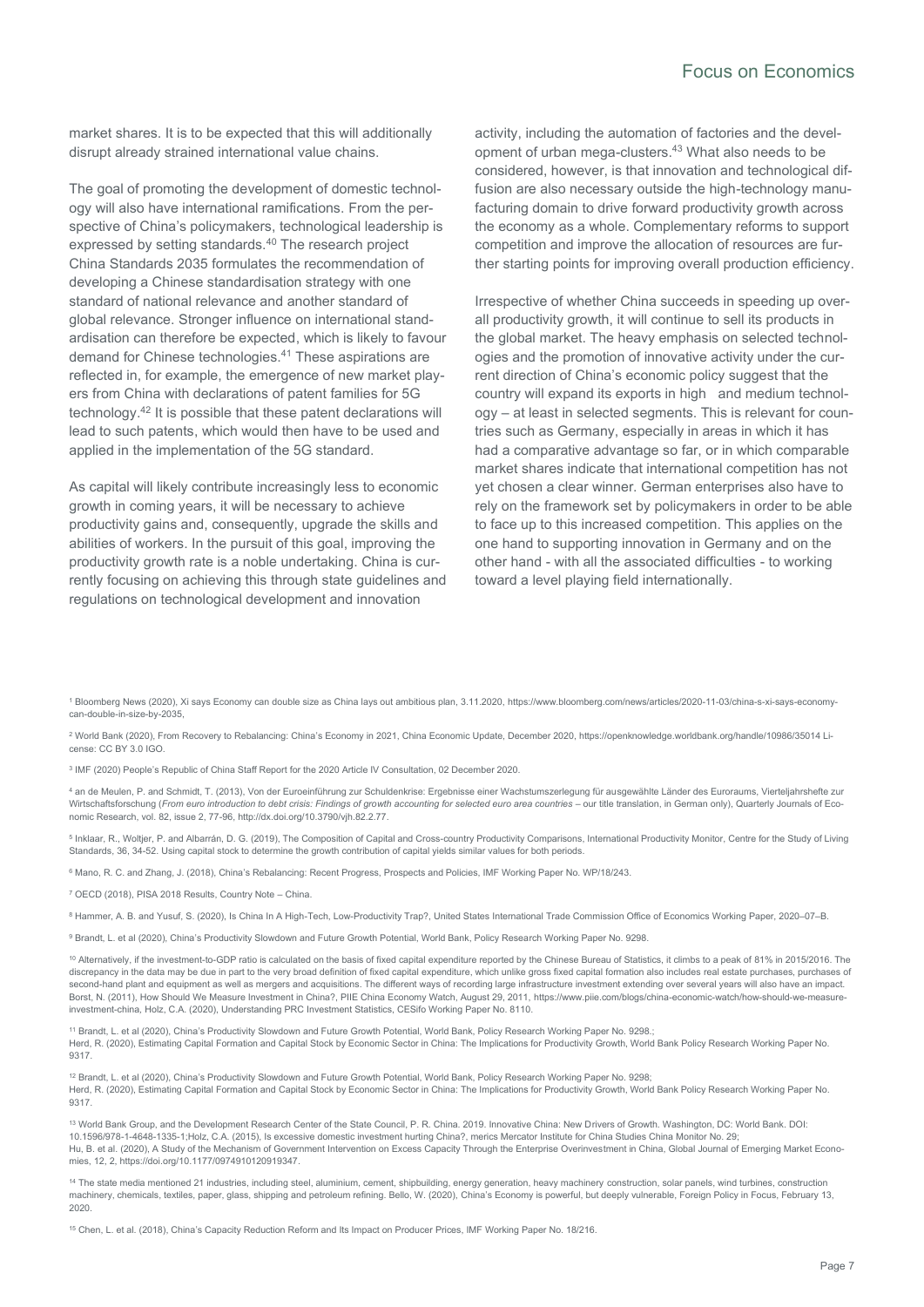market shares. It is to be expected that this will additionally disrupt already strained international value chains.

The goal of promoting the development of domestic technology will also have international ramifications. From the perspective of China's policymakers, technological leadership is expressed by setting standards.[40] The research project China Standards 2035 formulates the recommendation of developing a Chinese standardisation strategy with one standard of national relevance and another standard of global relevance. Stronger influence on international standardisation can therefore be expected, which is likely to favour demand for Chinese technologies.[41] These aspirations are reflected in, for example, the emergence of new market players from China with declarations of patent families for 5G technology.[42] It is possible that these patent declarations will lead to such patents, which would then have to be used and applied in the implementation of the 5G standard.

As capital will likely contribute increasingly less to economic growth in coming years, it will be necessary to achieve productivity gains and, consequently, upgrade the skills and abilities of workers. In the pursuit of this goal, improving the productivity growth rate is a noble undertaking. China is currently focusing on achieving this through state guidelines and regulations on technological development and innovation activity, including the automation of factories and the development of urban mega-clusters.[43] What also needs to be considered, however, is that innovation and technological diffusion are also necessary outside the high-technology manufacturing domain to drive forward productivity growth across the economy as a whole. Complementary reforms to support competition and improve the allocation of resources are further starting points for improving overall production efficiency.

Irrespective of whether China succeeds in speeding up overall productivity growth, it will continue to sell its products in the global market. The heavy emphasis on selected technologies and the promotion of innovative activity under the current direction of China's economic policy suggest that the country will expand its exports in high and medium technology – at least in selected segments. This is relevant for countries such as Germany, especially in areas in which it has had a comparative advantage so far, or in which comparable market shares indicate that international competition has not yet chosen a clear winner. German enterprises also have to rely on the framework set by policymakers in order to be able to face up to this increased competition. This applies on the one hand to supporting innovation in Germany and on the other hand - with all the associated difficulties - to working toward a level playing field internationally.

---

[1] Bloomberg News (2020), Xi says Economy can double size as China lays out ambitious plan, 3.11.2020, https://www.bloomberg.com/news/articles/2020-11-03/china-s-xi-says-economy-can-double-in-size-by-2035,

[2] World Bank (2020), From Recovery to Rebalancing: China's Economy in 2021, China Economic Update, December 2020, https://openknowledge.worldbank.org/handle/10986/35014 License: CC BY 3.0 IGO.

[3] IMF (2020) People's Republic of China Staff Report for the 2020 Article IV Consultation, 02 December 2020.

[4] an de Meulen, P. and Schmidt, T. (2013), Von der Euroeinführung zur Schuldenkrise: Ergebnisse einer Wachstumszerlegung für ausgewählte Länder des Euroraums, Vierteljahrshefte zur Wirtschaftsforschung (*From euro introduction to debt crisis: Findings of growth accounting for selected euro area countries* – our title translation, in German only), Quarterly Journals of Economic Research, vol. 82, issue 2, 77-96, http://dx.doi.org/10.3790/vjh.82.2.77.

[5] Inklaar, R., Woltjer, P. and Albarrán, D. G. (2019), The Composition of Capital and Cross-country Productivity Comparisons, International Productivity Monitor, Centre for the Study of Living Standards, 36, 34-52. Using capital stock to determine the growth contribution of capital yields similar values for both periods.

[6] Mano, R. C. and Zhang, J. (2018), China's Rebalancing: Recent Progress, Prospects and Policies, IMF Working Paper No. WP/18/243.

[7] OECD (2018), PISA 2018 Results, Country Note – China.

[8] Hammer, A. B. and Yusuf, S. (2020), Is China In A High-Tech, Low-Productivity Trap?, United States International Trade Commission Office of Economics Working Paper, 2020–07–B.

[9] Brandt, L. et al (2020), China's Productivity Slowdown and Future Growth Potential, World Bank, Policy Research Working Paper No. 9298.

[10] Alternatively, if the investment-to-GDP ratio is calculated on the basis of fixed capital expenditure reported by the Chinese Bureau of Statistics, it climbs to a peak of 81% in 2015/2016. The discrepancy in the data may be due in part to the very broad definition of fixed capital expenditure, which unlike gross fixed capital formation also includes real estate purchases, purchases of second-hand plant and equipment as well as mergers and acquisitions. The different ways of recording large infrastructure investment extending over several years will also have an impact. Borst, N. (2011), How Should We Measure Investment in China?, PIIE China Economy Watch, August 29, 2011, https://www.piie.com/blogs/china-economic-watch/how-should-we-measure-investment-china, Holz, C.A. (2020), Understanding PRC Investment Statistics, CESifo Working Paper No. 8110.

[11] Brandt, L. et al (2020), China's Productivity Slowdown and Future Growth Potential, World Bank, Policy Research Working Paper No. 9298.; Herd, R. (2020), Estimating Capital Formation and Capital Stock by Economic Sector in China: The Implications for Productivity Growth, World Bank Policy Research Working Paper No. 9317.

[12] Brandt, L. et al (2020), China's Productivity Slowdown and Future Growth Potential, World Bank, Policy Research Working Paper No. 9298; Herd, R. (2020), Estimating Capital Formation and Capital Stock by Economic Sector in China: The Implications for Productivity Growth, World Bank Policy Research Working Paper No. 9317.

[13] World Bank Group, and the Development Research Center of the State Council, P. R. China. 2019. Innovative China: New Drivers of Growth. Washington, DC: World Bank. DOI: 10.1596/978-1-4648-1335-1;Holz, C.A. (2015), Is excessive domestic investment hurting China?, merics Mercator Institute for China Studies China Monitor No. 29; Hu, B. et al. (2020), A Study of the Mechanism of Government Intervention on Excess Capacity Through the Enterprise Overinvestment in China, Global Journal of Emerging Market Economies, 12, 2, https://doi.org/10.1177/0974910120919347.

[14] The state media mentioned 21 industries, including steel, aluminium, cement, shipbuilding, energy generation, heavy machinery construction, solar panels, wind turbines, construction machinery, chemicals, textiles, paper, glass, shipping and petroleum refining. Bello, W. (2020), China's Economy is powerful, but deeply vulnerable, Foreign Policy in Focus, February 13, 2020.

[15] Chen, L. et al. (2018), China's Capacity Reduction Reform and Its Impact on Producer Prices, IMF Working Paper No. 18/216.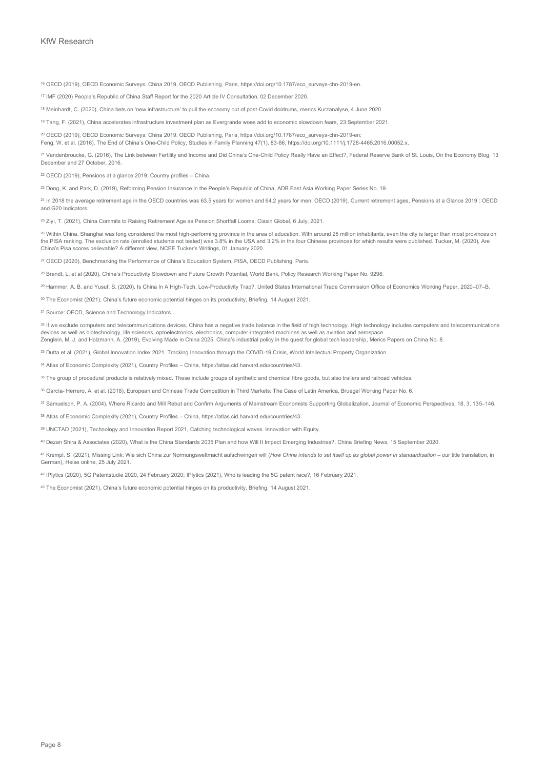[16] OECD (2019), OECD Economic Surveys: China 2019, OECD Publishing, Paris, https://doi.org/10.1787/eco_surveys-chn-2019-en.

[17] IMF (2020) People's Republic of China Staff Report for the 2020 Article IV Consultation, 02 December 2020.

[18] Meinhardt, C. (2020), China bets on 'new infrastructure' to pull the economy out of post-Covid doldrums, merics Kurzanalyse, 4 June 2020.

[19] Tang, F. (2021), China accelerates infrastructure investment plan as Evergrande woes add to economic slowdown fears, 23 September 2021.

[20] OECD (2019), OECD Economic Surveys: China 2019, OECD Publishing, Paris, https://doi.org/10.1787/eco_surveys-chn-2019-en;
Feng, W. et al. (2016), The End of China's One-Child Policy, Studies in Family Planning 47(1), 83-86, https://doi.org/10.1111/j.1728-4465.2016.00052.x.

[21] Vandenbroucke, G. (2016), The Link between Fertility and Income and Did China's One-Child Policy Really Have an Effect?, Federal Reserve Bank of St. Louis, On the Economy Blog, 13 December and 27 October, 2016.

[22] OECD (2019), Pensions at a glance 2019: Country profiles – China.

[23] Dong, K. and Park, D. (2019), Reforming Pension Insurance in the People's Republic of China, ADB East Asia Working Paper Series No. 19.

[24] In 2018 the average retirement age in the OECD countries was 63.5 years for women and 64.2 years for men. OECD (2019), Current retirement ages, Pensions at a Glance 2019 : OECD and G20 Indicators.

[25] Ziyi, T. (2021), China Commits to Raising Retirement Age as Pension Shortfall Looms, Ciaxin Global, 6 July, 2021.

[26] Within China, Shanghai was long considered the most high-performing province in the area of education. With around 25 million inhabitants, even the city is larger than most provinces on the PISA ranking. The exclusion rate (enrolled students not tested) was 3.8% in the USA and 3.2% in the four Chinese provinces for which results were published. Tucker, M. (2020), Are China's Pisa scores believable? A different view, NCEE Tucker's Writings, 01 January 2020.

[27] OECD (2020), Benchmarking the Performance of China's Education System, PISA, OECD Publishing, Paris.

[28] Brandt, L. et al (2020), China's Productivity Slowdown and Future Growth Potential, World Bank, Policy Research Working Paper No. 9298.

[29] Hammer, A. B. and Yusuf, S. (2020), Is China In A High-Tech, Low-Productivity Trap?, United States International Trade Commission Office of Economics Working Paper, 2020–07–B.

[30] The Economist (2021), China's future economic potential hinges on its productivity, Briefing, 14 August 2021.

[31] Source: OECD, Science and Technology Indicators.

[32] If we exclude computers and telecommunications devices, China has a negative trade balance in the field of high technology. High technology includes computers and telecommunications devices as well as biotechnology, life sciences, optoelectronics, electronics, computer-integrated machines as well as aviation and aerospace.
Zenglein, M. J. and Holzmann, A. (2019), Evolving Made in China 2025. China's industrial policy in the quest for global tech leadership, Merics Papers on China No. 8.

[33] Dutta et al. (2021), Global Innovation Index 2021. Tracking Innovation through the COVID-19 Crisis, World Intellectual Property Organization.

[34] Atlas of Economic Complexity (2021), Country Profiles – China, https://atlas.cid.harvard.edu/countries/43.

[35] The group of procedural products is relatively mixed. These include groups of synthetic and chemical fibre goods, but also trailers and railroad vehicles.

[36] García- Herrero, A. et al. (2018), European and Chinese Trade Competition in Third Markets: The Case of Latin America, Bruegel Working Paper No. 6.

[37] Samuelson, P. A. (2004), Where Ricardo and Mill Rebut and Confirm Arguments of Mainstream Economists Supporting Globalization, Journal of Economic Perspectives, 18, 3, 135–146.

[38] Atlas of Economic Complexity (2021), Country Profiles – China, https://atlas.cid.harvard.edu/countries/43.

[39] UNCTAD (2021), Technology and Innovation Report 2021, Catching technological waves. Innovation with Equity.

[40] Dezan Shira & Associates (2020), What is the China Standards 2035 Plan and how Will It Impact Emerging Industries?, China Briefing News, 15 September 2020.

[41] Krempl, S. (2021), Missing Link: Wie sich China zur Normungsweltmacht aufschwingen will (*How China intends to set itself up as global power in standardisation* – our title translation, in German), Heise online, 25 July 2021.

[42] IPlytics (2020), 5G Patentstudie 2020, 24 February 2020; IPlytics (2021), Who is leading the 5G patent race?, 16 February 2021.

[43] The Economist (2021), China's future economic potential hinges on its productivity, Briefing, 14 August 2021.